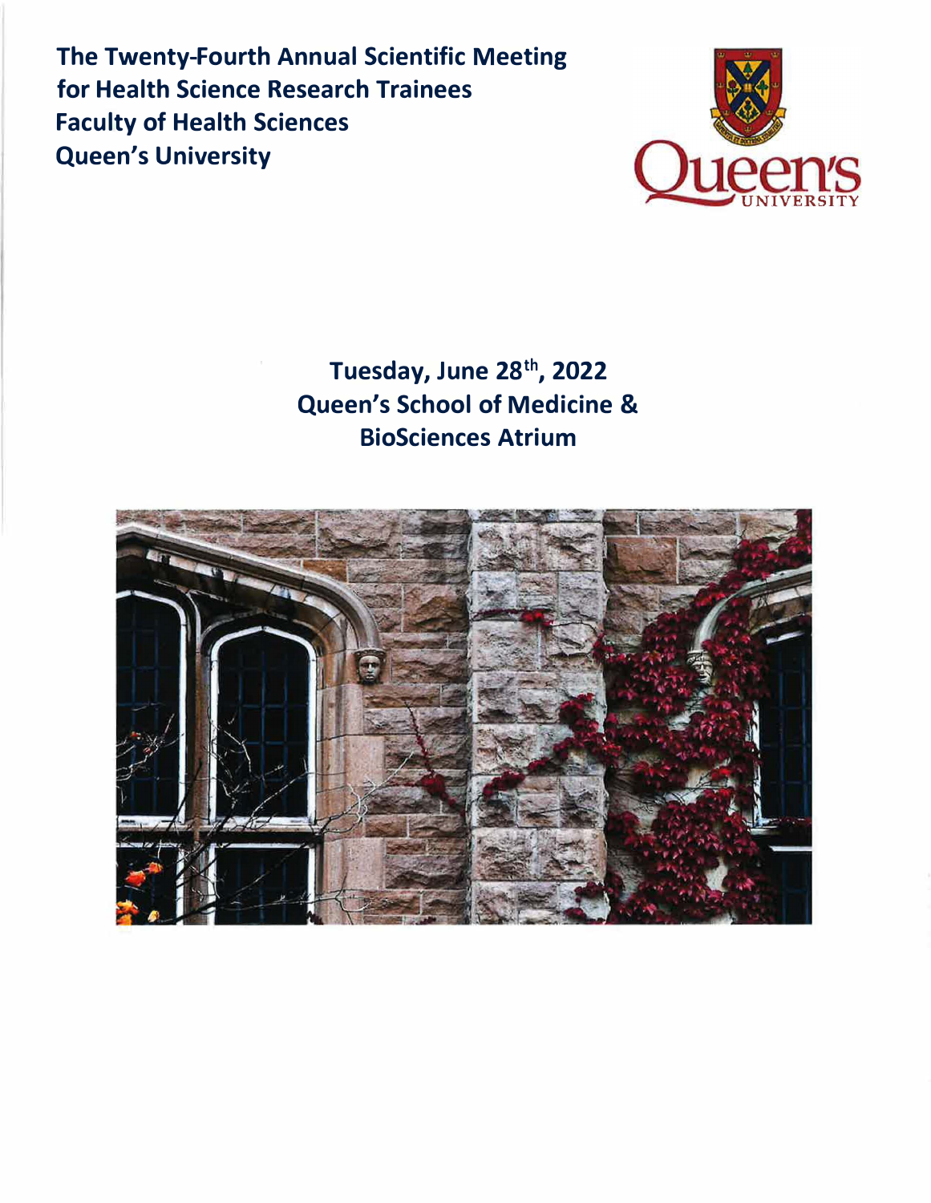# The Twenty-Fourth Annual Scientific Meeting for Health Science Research Trainees
# Faculty of Health Sciences
# Queen's University

## Tuesday, June 28th, 2022
## Queen's School of Medicine & BioSciences Atrium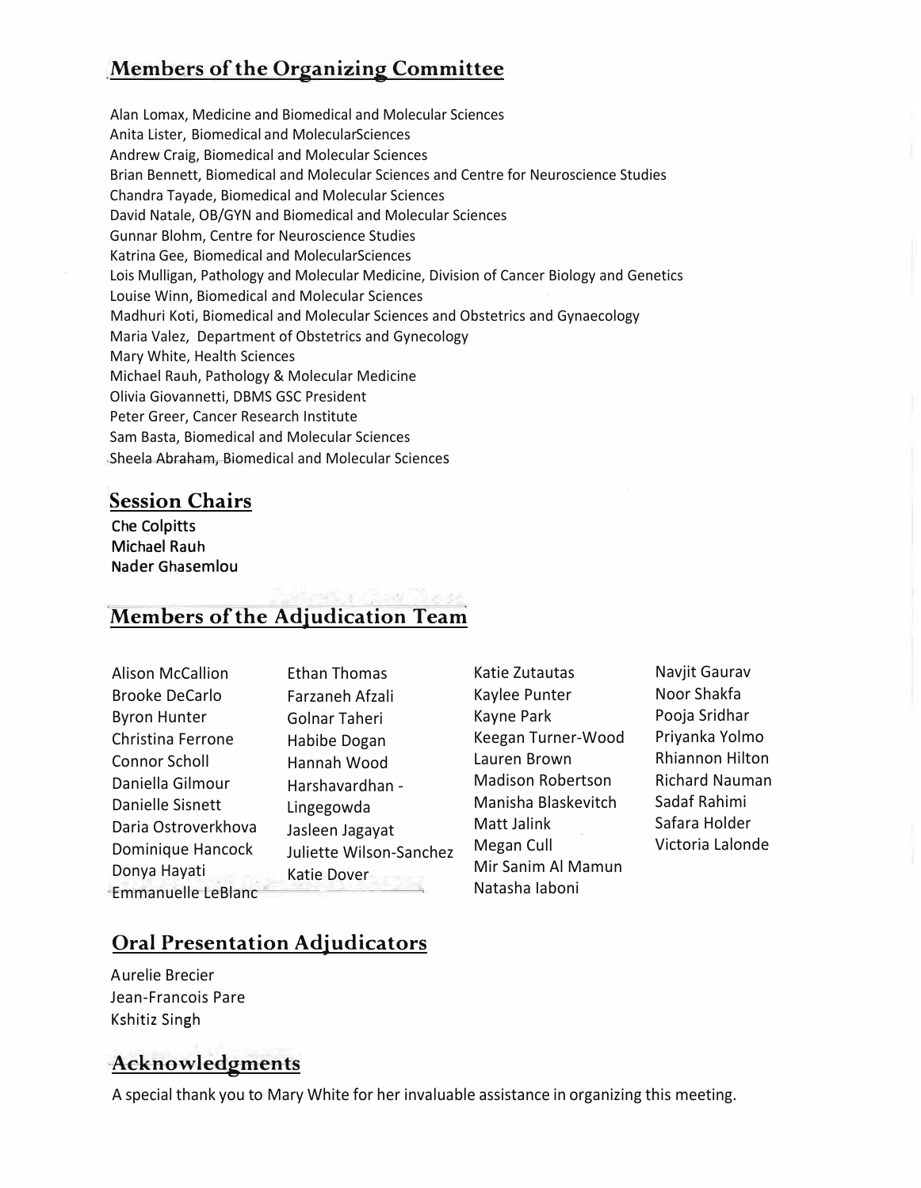## Members of the Organizing Committee

Alan Lomax, Medicine and Biomedical and Molecular Sciences
Anita Lister, Biomedical and MolecularSciences
Andrew Craig, Biomedical and Molecular Sciences
Brian Bennett, Biomedical and Molecular Sciences and Centre for Neuroscience Studies
Chandra Tayade, Biomedical and Molecular Sciences
David Natale, OB/GYN and Biomedical and Molecular Sciences
Gunnar Blohm, Centre for Neuroscience Studies
Katrina Gee, Biomedical and MolecularSciences
Lois Mulligan, Pathology and Molecular Medicine, Division of Cancer Biology and Genetics
Louise Winn, Biomedical and Molecular Sciences
Madhuri Koti, Biomedical and Molecular Sciences and Obstetrics and Gynaecology
Maria Valez, Department of Obstetrics and Gynecology
Mary White, Health Sciences
Michael Rauh, Pathology & Molecular Medicine
Olivia Giovannetti, DBMS GSC President
Peter Greer, Cancer Research Institute
Sam Basta, Biomedical and Molecular Sciences
Sheela Abraham, Biomedical and Molecular Sciences

## Session Chairs

Che Colpitts
Michael Rauh
Nader Ghasemlou

## Members of the Adjudication Team

Alison McCallion
Brooke DeCarlo
Byron Hunter
Christina Ferrone
Connor Scholl
Daniella Gilmour
Danielle Sisnett
Daria Ostroverkhova
Dominique Hancock
Donya Hayati
Emmanuelle LeBlanc
Ethan Thomas
Farzaneh Afzali
Golnar Taheri
Habibe Dogan
Hannah Wood
Harshavardhan - Lingegowda
Jasleen Jagayat
Juliette Wilson-Sanchez
Katie Dover
Katie Zutautas
Kaylee Punter
Kayne Park
Keegan Turner-Wood
Lauren Brown
Madison Robertson
Manisha Blaskevitch
Matt Jalink
Megan Cull
Mir Sanim Al Mamun
Natasha Iaboni
Navjit Gaurav
Noor Shakfa
Pooja Sridhar
Priyanka Yolmo
Rhiannon Hilton
Richard Nauman
Sadaf Rahimi
Safara Holder
Victoria Lalonde

## Oral Presentation Adjudicators

Aurelie Brecier
Jean-Francois Pare
Kshitiz Singh

## Acknowledgments

A special thank you to Mary White for her invaluable assistance in organizing this meeting.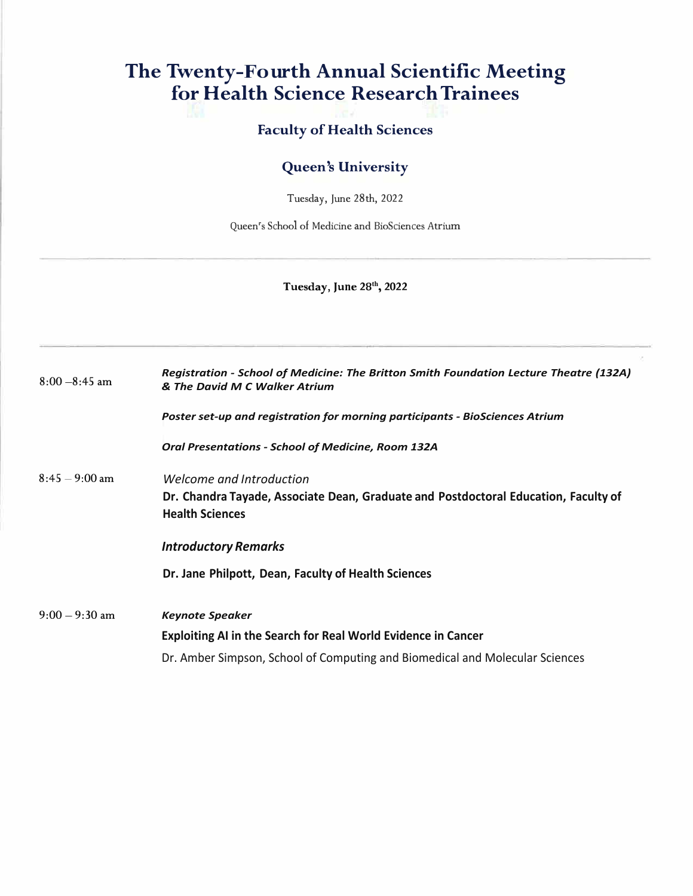# The Twenty-Fourth Annual Scientific Meeting for Health Science Research Trainees

## Faculty of Health Sciences

## Queen's University

Tuesday, June 28th, 2022

Queen's School of Medicine and BioSciences Atrium

---

**Tuesday, June 28th, 2022**

---

| | |
|---|---|
| 8:00 –8:45 am | ***Registration - School of Medicine: The Britton Smith Foundation Lecture Theatre (132A) & The David M C Walker Atrium*** |
| | ***Poster set-up and registration for morning participants - BioSciences Atrium*** |
| | ***Oral Presentations - School of Medicine, Room 132A*** |
| 8:45 – 9:00 am | *Welcome and Introduction* |
| | **Dr. Chandra Tayade, Associate Dean, Graduate and Postdoctoral Education, Faculty of Health Sciences** |
| | ***Introductory Remarks*** |
| | **Dr. Jane Philpott, Dean, Faculty of Health Sciences** |
| 9:00 – 9:30 am | ***Keynote Speaker*** |
| | **Exploiting AI in the Search for Real World Evidence in Cancer** |
| | Dr. Amber Simpson, School of Computing and Biomedical and Molecular Sciences |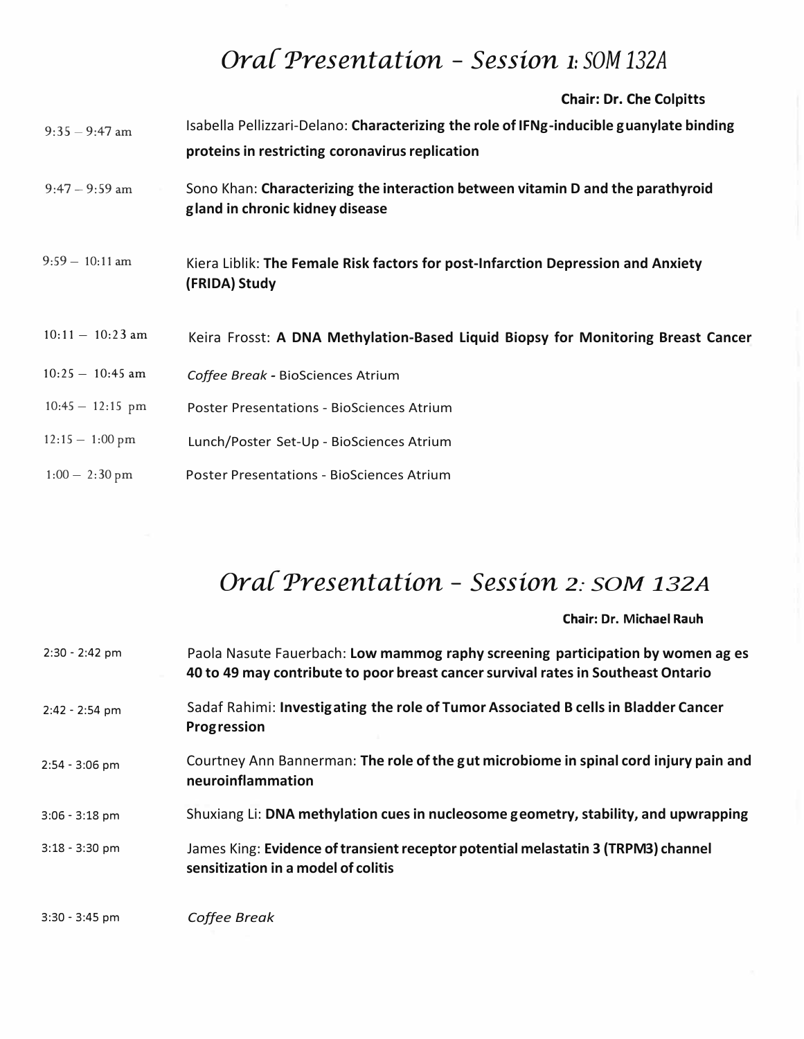# *Oral Presentation – Session 1: SOM 132A*

**Chair: Dr. Che Colpitts**

| | |
|---|---|
| 9:35 – 9:47 am | Isabella Pellizzari-Delano: **Characterizing the role of IFNg-inducible guanylate binding proteins in restricting coronavirus replication** |
| 9:47 – 9:59 am | Sono Khan: **Characterizing the interaction between vitamin D and the parathyroid gland in chronic kidney disease** |
| 9:59 – 10:11 am | Kiera Liblik: **The Female Risk factors for post-Infarction Depression and Anxiety (FRIDA) Study** |
| 10:11 – 10:23 am | Keira Frosst: **A DNA Methylation-Based Liquid Biopsy for Monitoring Breast Cancer** |
| 10:25 – 10:45 am | *Coffee Break* - BioSciences Atrium |
| 10:45 – 12:15 pm | Poster Presentations - BioSciences Atrium |
| 12:15 – 1:00 pm | Lunch/Poster Set-Up - BioSciences Atrium |
| 1:00 – 2:30 pm | Poster Presentations - BioSciences Atrium |

# *Oral Presentation – Session 2: SOM 132A*

**Chair: Dr. Michael Rauh**

| | |
|---|---|
| 2:30 - 2:42 pm | Paola Nasute Fauerbach: **Low mammography screening participation by women ages 40 to 49 may contribute to poor breast cancer survival rates in Southeast Ontario** |
| 2:42 - 2:54 pm | Sadaf Rahimi: **Investigating the role of Tumor Associated B cells in Bladder Cancer Progression** |
| 2:54 - 3:06 pm | Courtney Ann Bannerman: **The role of the gut microbiome in spinal cord injury pain and neuroinflammation** |
| 3:06 - 3:18 pm | Shuxiang Li: **DNA methylation cues in nucleosome geometry, stability, and upwrapping** |
| 3:18 - 3:30 pm | James King: **Evidence of transient receptor potential melastatin 3 (TRPM3) channel sensitization in a model of colitis** |
| 3:30 - 3:45 pm | *Coffee Break* |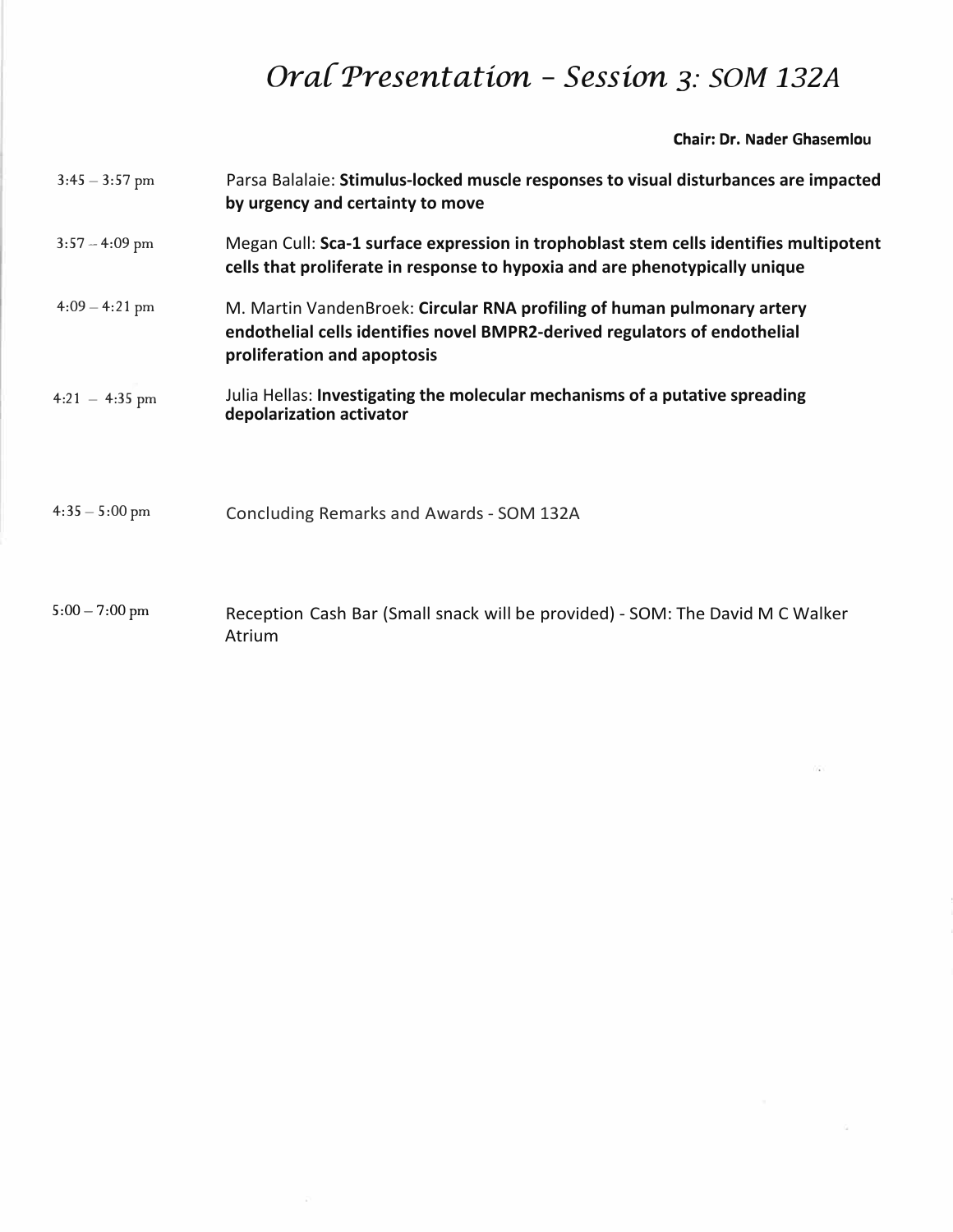# *Oral Presentation – Session 3: SOM 132A*

**Chair: Dr. Nader Ghasemlou**

| | |
|---|---|
| 3:45 – 3:57 pm | Parsa Balalaie: **Stimulus-locked muscle responses to visual disturbances are impacted by urgency and certainty to move** |
| 3:57 – 4:09 pm | Megan Cull: **Sca-1 surface expression in trophoblast stem cells identifies multipotent cells that proliferate in response to hypoxia and are phenotypically unique** |
| 4:09 – 4:21 pm | M. Martin VandenBroek: **Circular RNA profiling of human pulmonary artery endothelial cells identifies novel BMPR2-derived regulators of endothelial proliferation and apoptosis** |
| 4:21 – 4:35 pm | Julia Hellas: **Investigating the molecular mechanisms of a putative spreading depolarization activator** |
| 4:35 – 5:00 pm | Concluding Remarks and Awards - SOM 132A |
| 5:00 – 7:00 pm | Reception Cash Bar (Small snack will be provided) - SOM: The David M C Walker Atrium |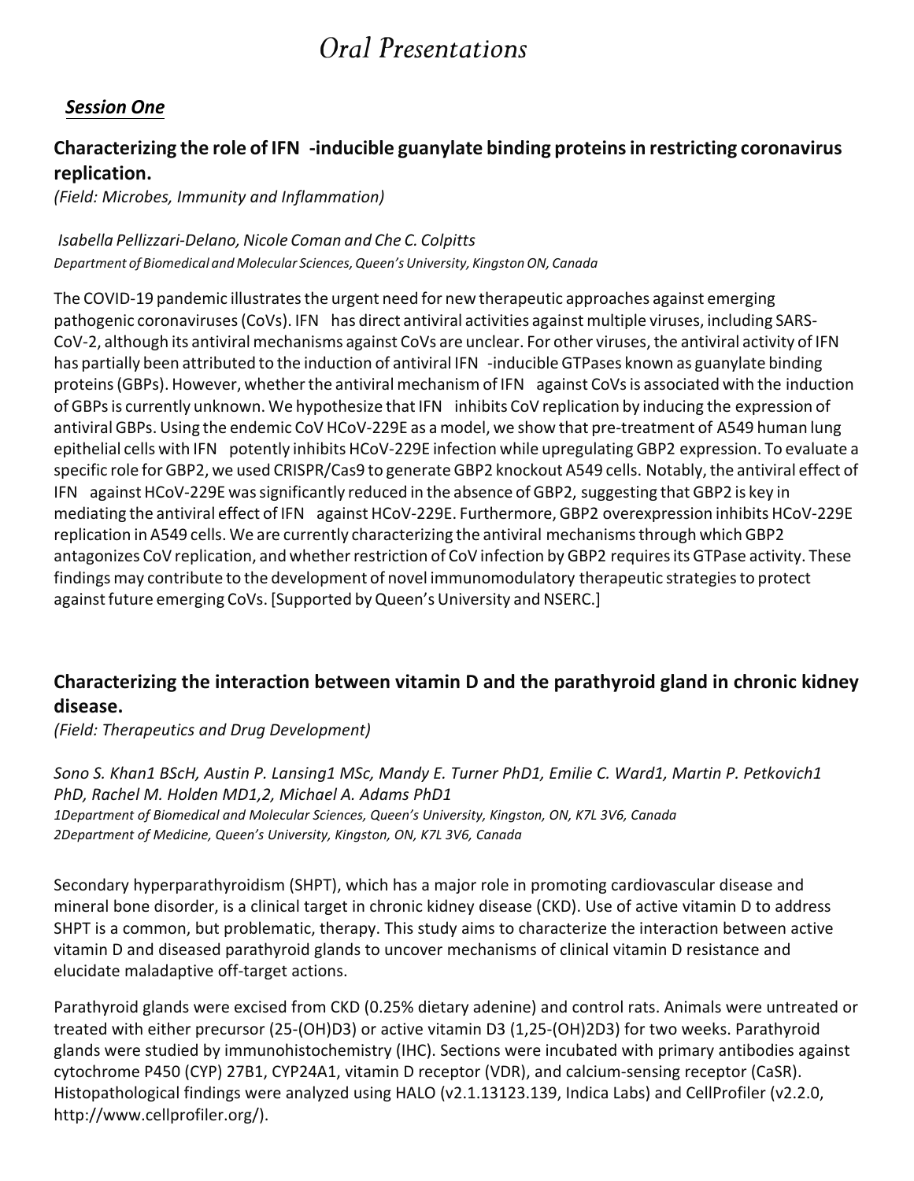# Oral Presentations

## *Session One*

### Characterizing the role of IFN -inducible guanylate binding proteins in restricting coronavirus replication.

*(Field: Microbes, Immunity and Inflammation)*

*Isabella Pellizzari-Delano, Nicole Coman and Che C. Colpitts*
*Department of Biomedical and Molecular Sciences, Queen's University, Kingston ON, Canada*

The COVID-19 pandemic illustrates the urgent need for new therapeutic approaches against emerging pathogenic coronaviruses (CoVs). IFN has direct antiviral activities against multiple viruses, including SARS-CoV-2, although its antiviral mechanisms against CoVs are unclear. For other viruses, the antiviral activity of IFN has partially been attributed to the induction of antiviral IFN -inducible GTPases known as guanylate binding proteins (GBPs). However, whether the antiviral mechanism of IFN against CoVs is associated with the induction of GBPs is currently unknown. We hypothesize that IFN inhibits CoV replication by inducing the expression of antiviral GBPs. Using the endemic CoV HCoV-229E as a model, we show that pre-treatment of A549 human lung epithelial cells with IFN potently inhibits HCoV-229E infection while upregulating GBP2 expression. To evaluate a specific role for GBP2, we used CRISPR/Cas9 to generate GBP2 knockout A549 cells. Notably, the antiviral effect of IFN against HCoV-229E was significantly reduced in the absence of GBP2, suggesting that GBP2 is key in mediating the antiviral effect of IFN against HCoV-229E. Furthermore, GBP2 overexpression inhibits HCoV-229E replication in A549 cells. We are currently characterizing the antiviral mechanisms through which GBP2 antagonizes CoV replication, and whether restriction of CoV infection by GBP2 requires its GTPase activity. These findings may contribute to the development of novel immunomodulatory therapeutic strategies to protect against future emerging CoVs. [Supported by Queen's University and NSERC.]

### Characterizing the interaction between vitamin D and the parathyroid gland in chronic kidney disease.

*(Field: Therapeutics and Drug Development)*

*Sono S. Khan[1] BScH, Austin P. Lansing[1] MSc, Mandy E. Turner PhD[1], Emilie C. Ward[1], Martin P. Petkovich[1] PhD, Rachel M. Holden MD[1,2], Michael A. Adams PhD[1]*
*[1]Department of Biomedical and Molecular Sciences, Queen's University, Kingston, ON, K7L 3V6, Canada*
*[2]Department of Medicine, Queen's University, Kingston, ON, K7L 3V6, Canada*

Secondary hyperparathyroidism (SHPT), which has a major role in promoting cardiovascular disease and mineral bone disorder, is a clinical target in chronic kidney disease (CKD). Use of active vitamin D to address SHPT is a common, but problematic, therapy. This study aims to characterize the interaction between active vitamin D and diseased parathyroid glands to uncover mechanisms of clinical vitamin D resistance and elucidate maladaptive off-target actions.

Parathyroid glands were excised from CKD (0.25% dietary adenine) and control rats. Animals were untreated or treated with either precursor (25-(OH)D3) or active vitamin D3 (1,25-(OH)2D3) for two weeks. Parathyroid glands were studied by immunohistochemistry (IHC). Sections were incubated with primary antibodies against cytochrome P450 (CYP) 27B1, CYP24A1, vitamin D receptor (VDR), and calcium-sensing receptor (CaSR). Histopathological findings were analyzed using HALO (v2.1.13123.139, Indica Labs) and CellProfiler (v2.2.0, http://www.cellprofiler.org/).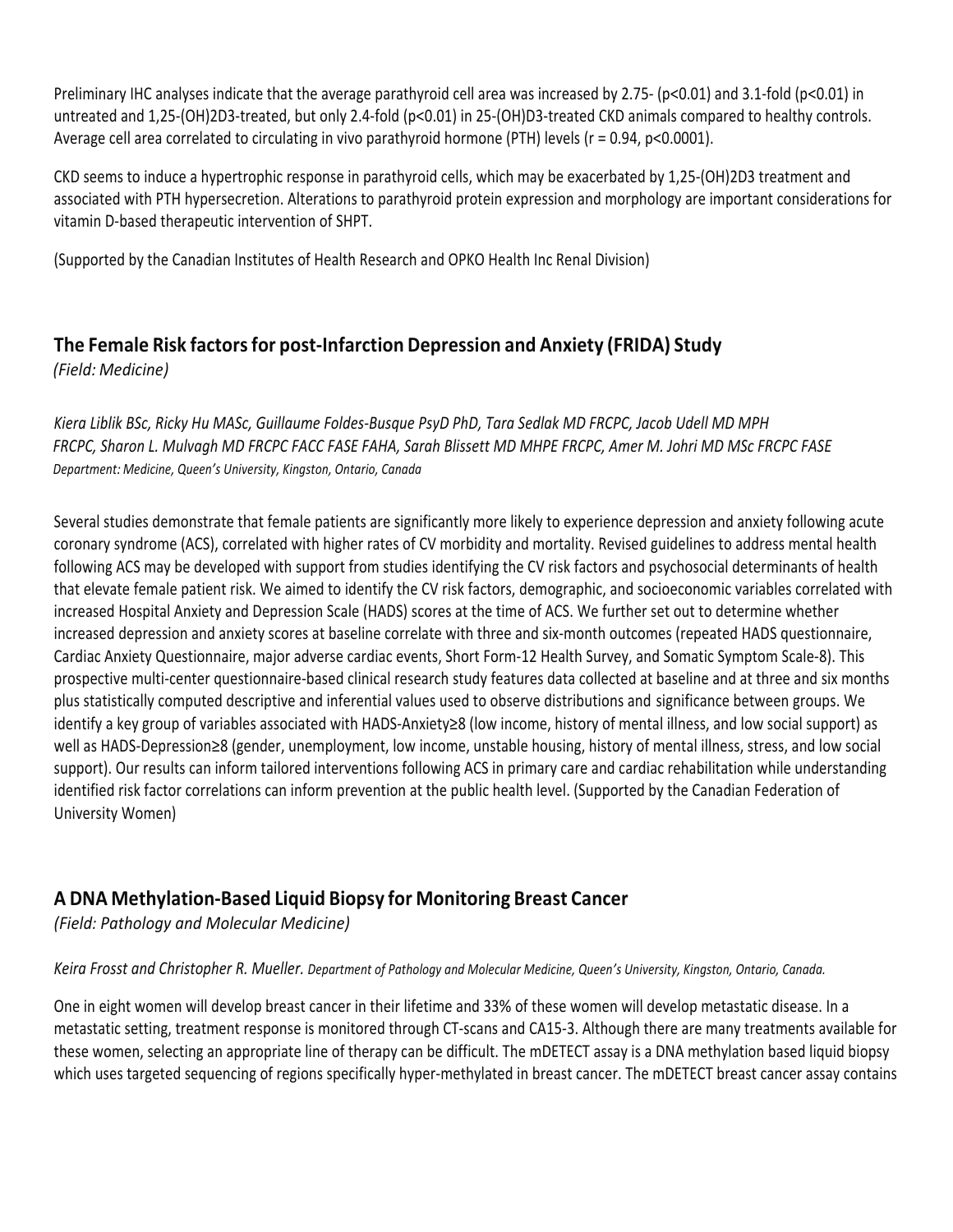Preliminary IHC analyses indicate that the average parathyroid cell area was increased by 2.75- ($p<0.01$) and 3.1-fold ($p<0.01$) in untreated and 1,25-$(OH)_2D_3$-treated, but only 2.4-fold ($p<0.01$) in 25-$(OH)D_3$-treated CKD animals compared to healthy controls. Average cell area correlated to circulating in vivo parathyroid hormone (PTH) levels ($r = 0.94$, $p<0.0001$).

CKD seems to induce a hypertrophic response in parathyroid cells, which may be exacerbated by 1,25-$(OH)_2D_3$ treatment and associated with PTH hypersecretion. Alterations to parathyroid protein expression and morphology are important considerations for vitamin D-based therapeutic intervention of SHPT.

(Supported by the Canadian Institutes of Health Research and OPKO Health Inc Renal Division)

## The Female Risk factors for post-Infarction Depression and Anxiety (FRIDA) Study

*(Field: Medicine)*

*Kiera Liblik BSc, Ricky Hu MASc, Guillaume Foldes-Busque PsyD PhD, Tara Sedlak MD FRCPC, Jacob Udell MD MPH FRCPC, Sharon L. Mulvagh MD FRCPC FACC FASE FAHA, Sarah Blissett MD MHPE FRCPC, Amer M. Johri MD MSc FRCPC FASE*
*Department: Medicine, Queen's University, Kingston, Ontario, Canada*

Several studies demonstrate that female patients are significantly more likely to experience depression and anxiety following acute coronary syndrome (ACS), correlated with higher rates of CV morbidity and mortality. Revised guidelines to address mental health following ACS may be developed with support from studies identifying the CV risk factors and psychosocial determinants of health that elevate female patient risk. We aimed to identify the CV risk factors, demographic, and socioeconomic variables correlated with increased Hospital Anxiety and Depression Scale (HADS) scores at the time of ACS. We further set out to determine whether increased depression and anxiety scores at baseline correlate with three and six-month outcomes (repeated HADS questionnaire, Cardiac Anxiety Questionnaire, major adverse cardiac events, Short Form-12 Health Survey, and Somatic Symptom Scale-8). This prospective multi-center questionnaire-based clinical research study features data collected at baseline and at three and six months plus statistically computed descriptive and inferential values used to observe distributions and significance between groups. We identify a key group of variables associated with HADS-Anxiety≥8 (low income, history of mental illness, and low social support) as well as HADS-Depression≥8 (gender, unemployment, low income, unstable housing, history of mental illness, stress, and low social support). Our results can inform tailored interventions following ACS in primary care and cardiac rehabilitation while understanding identified risk factor correlations can inform prevention at the public health level. (Supported by the Canadian Federation of University Women)

## A DNA Methylation-Based Liquid Biopsy for Monitoring Breast Cancer

*(Field: Pathology and Molecular Medicine)*

*Keira Frosst and Christopher R. Mueller. Department of Pathology and Molecular Medicine, Queen's University, Kingston, Ontario, Canada.*

One in eight women will develop breast cancer in their lifetime and 33% of these women will develop metastatic disease. In a metastatic setting, treatment response is monitored through CT-scans and CA15-3. Although there are many treatments available for these women, selecting an appropriate line of therapy can be difficult. The mDETECT assay is a DNA methylation based liquid biopsy which uses targeted sequencing of regions specifically hyper-methylated in breast cancer. The mDETECT breast cancer assay contains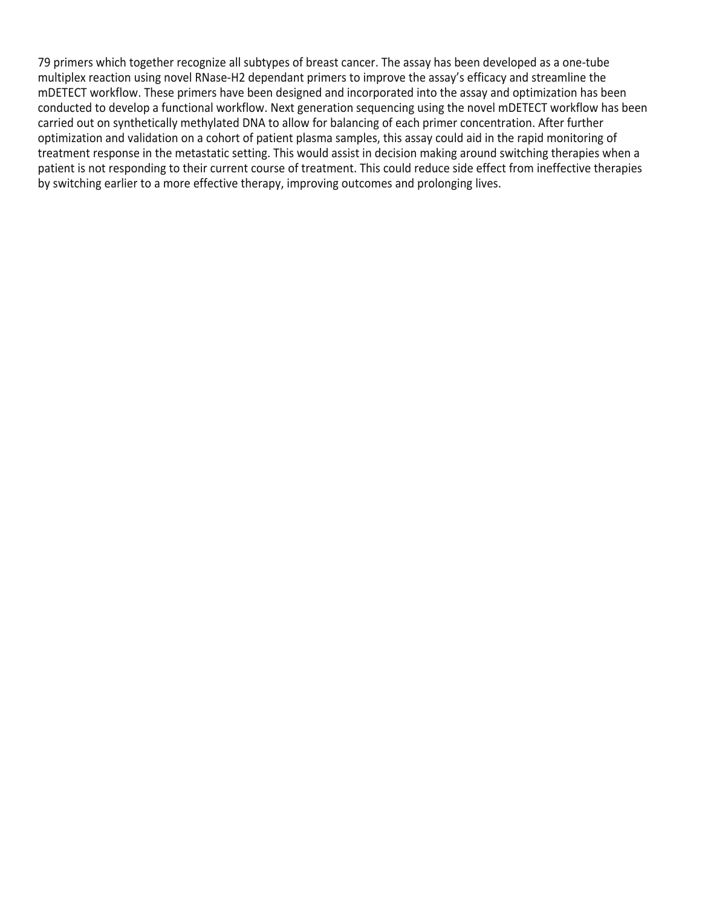79 primers which together recognize all subtypes of breast cancer. The assay has been developed as a one-tube multiplex reaction using novel RNase-H2 dependant primers to improve the assay's efficacy and streamline the mDETECT workflow. These primers have been designed and incorporated into the assay and optimization has been conducted to develop a functional workflow. Next generation sequencing using the novel mDETECT workflow has been carried out on synthetically methylated DNA to allow for balancing of each primer concentration. After further optimization and validation on a cohort of patient plasma samples, this assay could aid in the rapid monitoring of treatment response in the metastatic setting. This would assist in decision making around switching therapies when a patient is not responding to their current course of treatment. This could reduce side effect from ineffective therapies by switching earlier to a more effective therapy, improving outcomes and prolonging lives.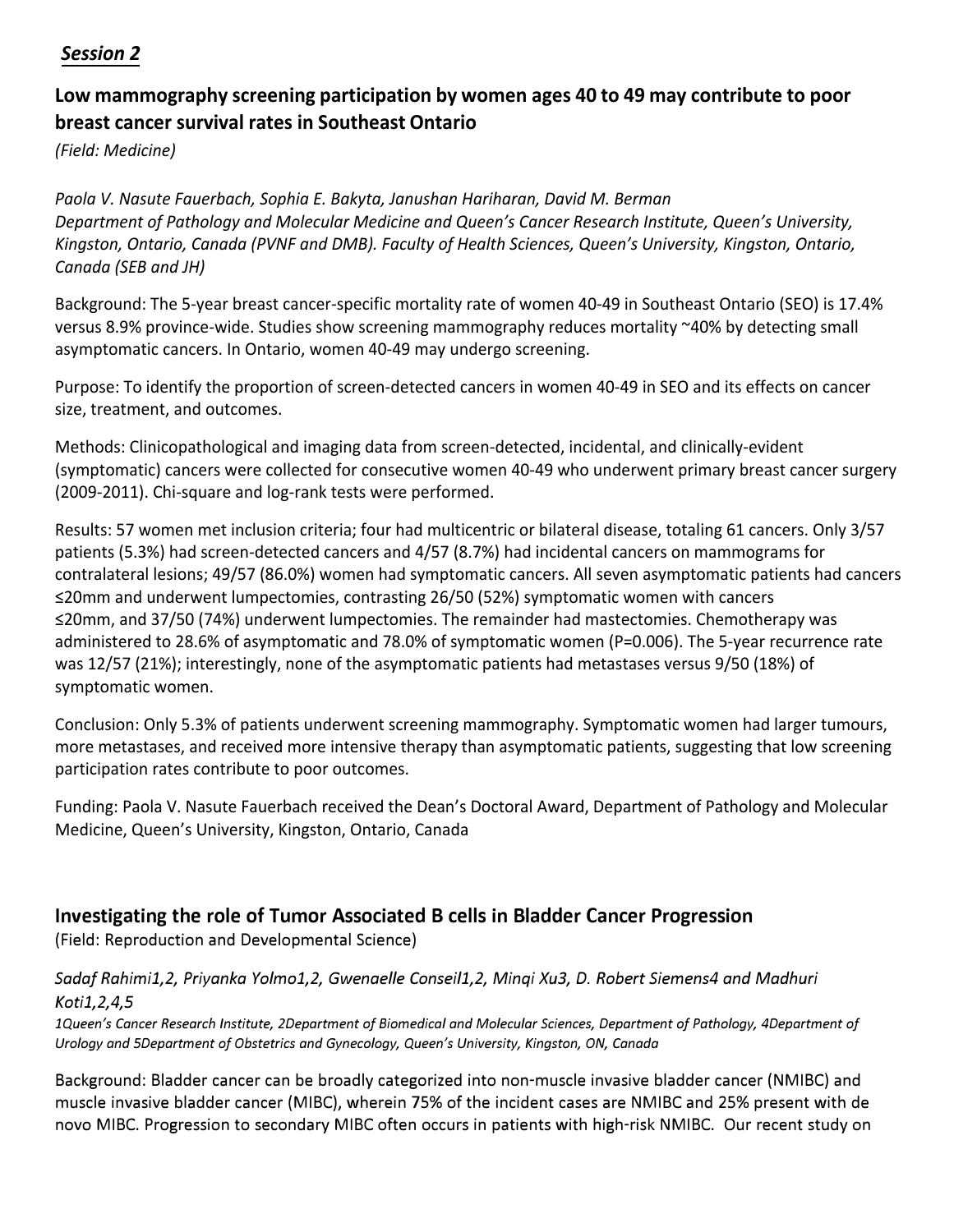## *Session 2*

### Low mammography screening participation by women ages 40 to 49 may contribute to poor breast cancer survival rates in Southeast Ontario

*(Field: Medicine)*

*Paola V. Nasute Fauerbach, Sophia E. Bakyta, Janushan Hariharan, David M. Berman*
*Department of Pathology and Molecular Medicine and Queen's Cancer Research Institute, Queen's University, Kingston, Ontario, Canada (PVNF and DMB). Faculty of Health Sciences, Queen's University, Kingston, Ontario, Canada (SEB and JH)*

Background: The 5-year breast cancer-specific mortality rate of women 40-49 in Southeast Ontario (SEO) is 17.4% versus 8.9% province-wide. Studies show screening mammography reduces mortality ~40% by detecting small asymptomatic cancers. In Ontario, women 40-49 may undergo screening.

Purpose: To identify the proportion of screen-detected cancers in women 40-49 in SEO and its effects on cancer size, treatment, and outcomes.

Methods: Clinicopathological and imaging data from screen-detected, incidental, and clinically-evident (symptomatic) cancers were collected for consecutive women 40-49 who underwent primary breast cancer surgery (2009-2011). Chi-square and log-rank tests were performed.

Results: 57 women met inclusion criteria; four had multicentric or bilateral disease, totaling 61 cancers. Only 3/57 patients (5.3%) had screen-detected cancers and 4/57 (8.7%) had incidental cancers on mammograms for contralateral lesions; 49/57 (86.0%) women had symptomatic cancers. All seven asymptomatic patients had cancers ≤20mm and underwent lumpectomies, contrasting 26/50 (52%) symptomatic women with cancers ≤20mm, and 37/50 (74%) underwent lumpectomies. The remainder had mastectomies. Chemotherapy was administered to 28.6% of asymptomatic and 78.0% of symptomatic women ($P=0.006$). The 5-year recurrence rate was 12/57 (21%); interestingly, none of the asymptomatic patients had metastases versus 9/50 (18%) of symptomatic women.

Conclusion: Only 5.3% of patients underwent screening mammography. Symptomatic women had larger tumours, more metastases, and received more intensive therapy than asymptomatic patients, suggesting that low screening participation rates contribute to poor outcomes.

Funding: Paola V. Nasute Fauerbach received the Dean's Doctoral Award, Department of Pathology and Molecular Medicine, Queen's University, Kingston, Ontario, Canada

### Investigating the role of Tumor Associated B cells in Bladder Cancer Progression

(Field: Reproduction and Developmental Science)

*Sadaf Rahimi1,2, Priyanka Yolmo1,2, Gwenaelle Conseil1,2, Minqi Xu3, D. Robert Siemens4 and Madhuri Koti1,2,4,5*
*1Queen's Cancer Research Institute, 2Department of Biomedical and Molecular Sciences, Department of Pathology, 4Department of Urology and 5Department of Obstetrics and Gynecology, Queen's University, Kingston, ON, Canada*

Background: Bladder cancer can be broadly categorized into non-muscle invasive bladder cancer (NMIBC) and muscle invasive bladder cancer (MIBC), wherein 75% of the incident cases are NMIBC and 25% present with de novo MIBC. Progression to secondary MIBC often occurs in patients with high-risk NMIBC. Our recent study on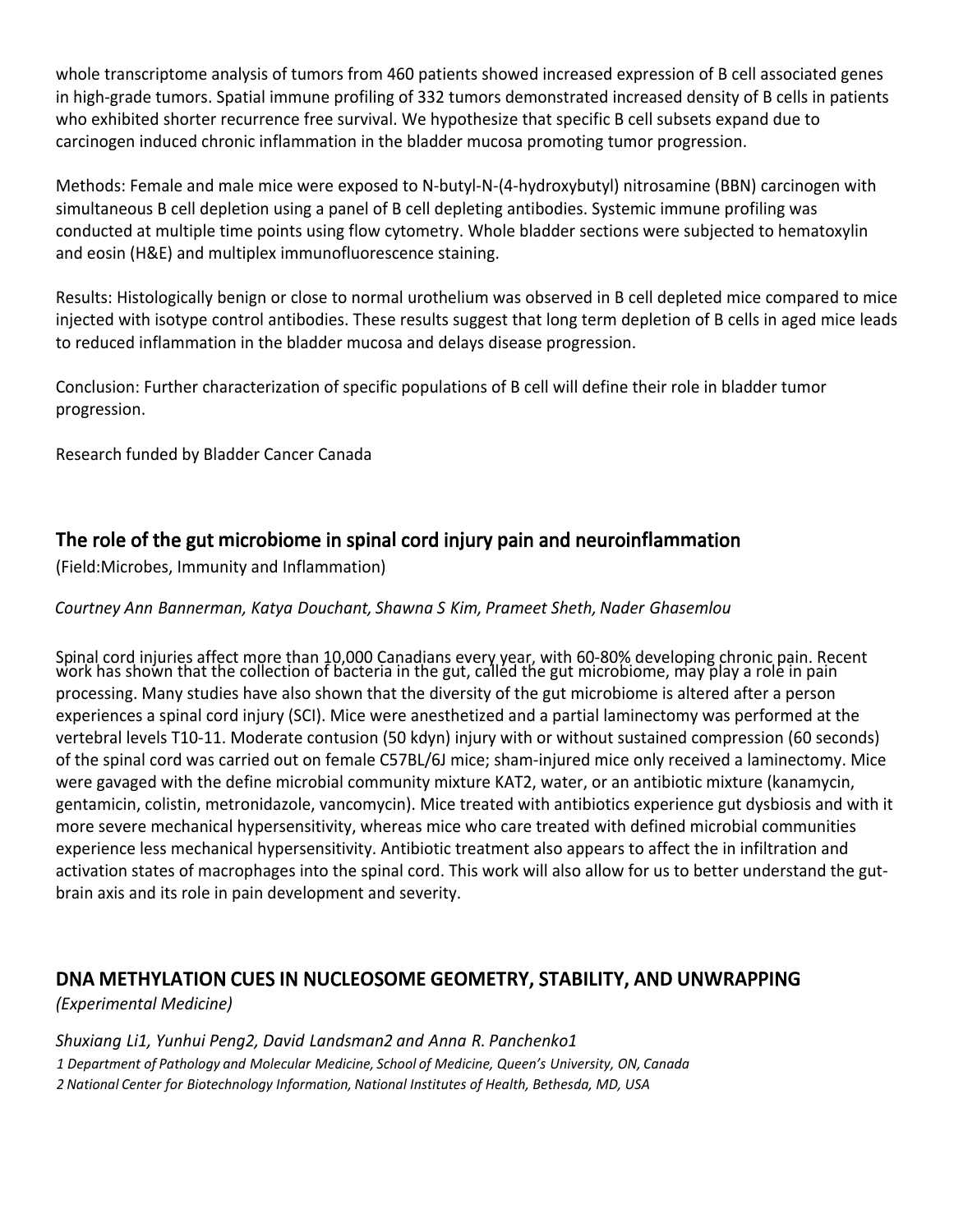whole transcriptome analysis of tumors from 460 patients showed increased expression of B cell associated genes in high-grade tumors. Spatial immune profiling of 332 tumors demonstrated increased density of B cells in patients who exhibited shorter recurrence free survival. We hypothesize that specific B cell subsets expand due to carcinogen induced chronic inflammation in the bladder mucosa promoting tumor progression.

Methods: Female and male mice were exposed to N-butyl-N-(4-hydroxybutyl) nitrosamine (BBN) carcinogen with simultaneous B cell depletion using a panel of B cell depleting antibodies. Systemic immune profiling was conducted at multiple time points using flow cytometry. Whole bladder sections were subjected to hematoxylin and eosin (H&E) and multiplex immunofluorescence staining.

Results: Histologically benign or close to normal urothelium was observed in B cell depleted mice compared to mice injected with isotype control antibodies. These results suggest that long term depletion of B cells in aged mice leads to reduced inflammation in the bladder mucosa and delays disease progression.

Conclusion: Further characterization of specific populations of B cell will define their role in bladder tumor progression.

Research funded by Bladder Cancer Canada

## The role of the gut microbiome in spinal cord injury pain and neuroinflammation

(Field:Microbes, Immunity and Inflammation)

*Courtney Ann Bannerman, Katya Douchant, Shawna S Kim, Prameet Sheth, Nader Ghasemlou*

Spinal cord injuries affect more than 10,000 Canadians every year, with 60-80% developing chronic pain. Recent work has shown that the collection of bacteria in the gut, called the gut microbiome, may play a role in pain processing. Many studies have also shown that the diversity of the gut microbiome is altered after a person experiences a spinal cord injury (SCI). Mice were anesthetized and a partial laminectomy was performed at the vertebral levels T10-11. Moderate contusion (50 kdyn) injury with or without sustained compression (60 seconds) of the spinal cord was carried out on female C57BL/6J mice; sham-injured mice only received a laminectomy. Mice were gavaged with the define microbial community mixture KAT2, water, or an antibiotic mixture (kanamycin, gentamicin, colistin, metronidazole, vancomycin). Mice treated with antibiotics experience gut dysbiosis and with it more severe mechanical hypersensitivity, whereas mice who care treated with defined microbial communities experience less mechanical hypersensitivity. Antibiotic treatment also appears to affect the in infiltration and activation states of macrophages into the spinal cord. This work will also allow for us to better understand the gut-brain axis and its role in pain development and severity.

## DNA METHYLATION CUES IN NUCLEOSOME GEOMETRY, STABILITY, AND UNWRAPPING

*(Experimental Medicine)*

*Shuxiang Li1, Yunhui Peng2, David Landsman2 and Anna R. Panchenko1*

*1 Department of Pathology and Molecular Medicine, School of Medicine, Queen's University, ON, Canada*
*2 National Center for Biotechnology Information, National Institutes of Health, Bethesda, MD, USA*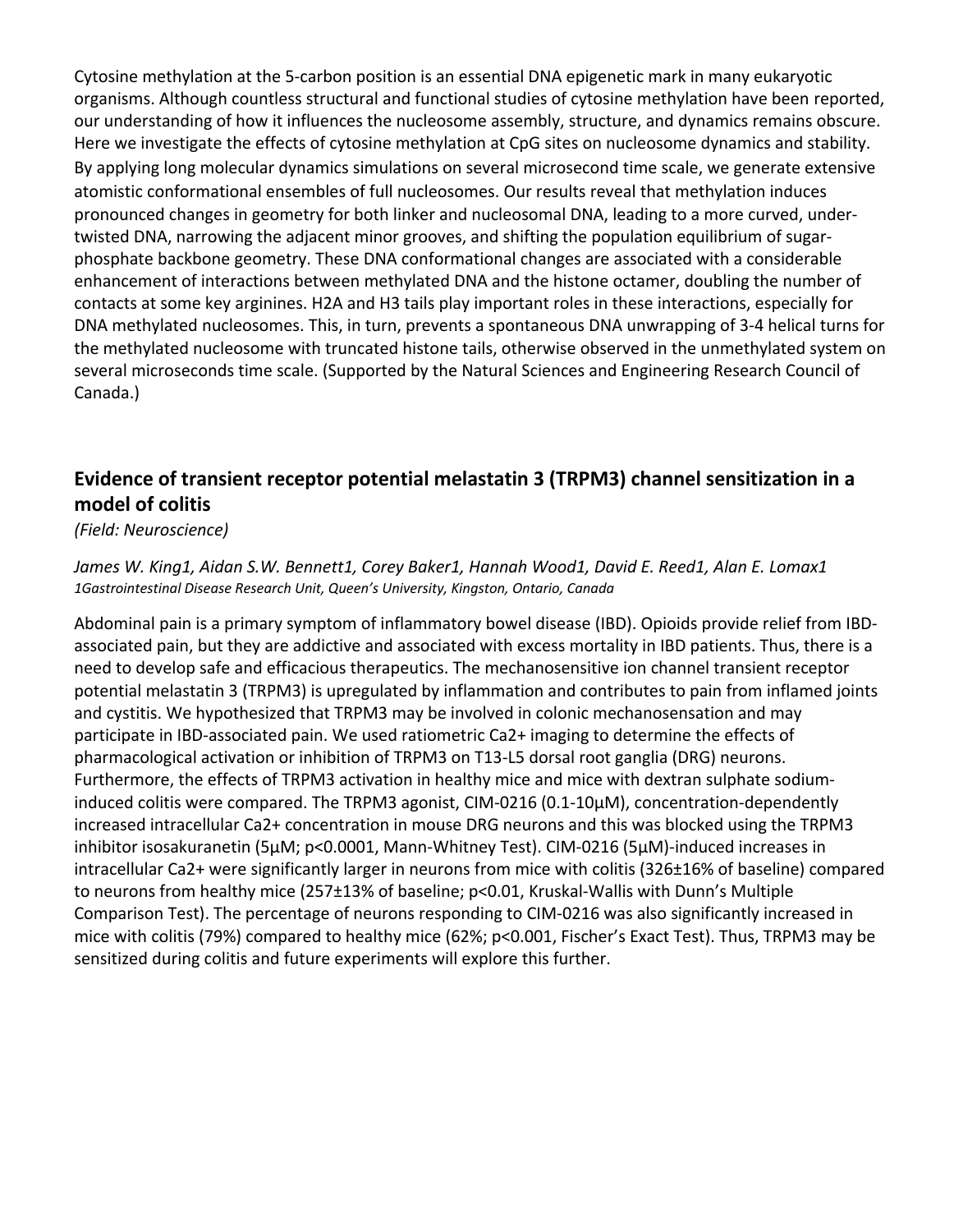Cytosine methylation at the 5-carbon position is an essential DNA epigenetic mark in many eukaryotic organisms. Although countless structural and functional studies of cytosine methylation have been reported, our understanding of how it influences the nucleosome assembly, structure, and dynamics remains obscure. Here we investigate the effects of cytosine methylation at CpG sites on nucleosome dynamics and stability. By applying long molecular dynamics simulations on several microsecond time scale, we generate extensive atomistic conformational ensembles of full nucleosomes. Our results reveal that methylation induces pronounced changes in geometry for both linker and nucleosomal DNA, leading to a more curved, under-twisted DNA, narrowing the adjacent minor grooves, and shifting the population equilibrium of sugar-phosphate backbone geometry. These DNA conformational changes are associated with a considerable enhancement of interactions between methylated DNA and the histone octamer, doubling the number of contacts at some key arginines. H2A and H3 tails play important roles in these interactions, especially for DNA methylated nucleosomes. This, in turn, prevents a spontaneous DNA unwrapping of 3-4 helical turns for the methylated nucleosome with truncated histone tails, otherwise observed in the unmethylated system on several microseconds time scale. (Supported by the Natural Sciences and Engineering Research Council of Canada.)

## Evidence of transient receptor potential melastatin 3 (TRPM3) channel sensitization in a model of colitis

*(Field: Neuroscience)*

*James W. King1, Aidan S.W. Bennett1, Corey Baker1, Hannah Wood1, David E. Reed1, Alan E. Lomax1*
*1Gastrointestinal Disease Research Unit, Queen's University, Kingston, Ontario, Canada*

Abdominal pain is a primary symptom of inflammatory bowel disease (IBD). Opioids provide relief from IBD-associated pain, but they are addictive and associated with excess mortality in IBD patients. Thus, there is a need to develop safe and efficacious therapeutics. The mechanosensitive ion channel transient receptor potential melastatin 3 (TRPM3) is upregulated by inflammation and contributes to pain from inflamed joints and cystitis. We hypothesized that TRPM3 may be involved in colonic mechanosensation and may participate in IBD-associated pain. We used ratiometric $Ca^{2+}$ imaging to determine the effects of pharmacological activation or inhibition of TRPM3 on T13-L5 dorsal root ganglia (DRG) neurons. Furthermore, the effects of TRPM3 activation in healthy mice and mice with dextran sulphate sodium-induced colitis were compared. The TRPM3 agonist, CIM-0216 (0.1-10µM), concentration-dependently increased intracellular $Ca^{2+}$ concentration in mouse DRG neurons and this was blocked using the TRPM3 inhibitor isosakuranetin (5µM; $p<0.0001$, Mann-Whitney Test). CIM-0216 (5µM)-induced increases in intracellular $Ca^{2+}$ were significantly larger in neurons from mice with colitis (326±16% of baseline) compared to neurons from healthy mice (257±13% of baseline; $p<0.01$, Kruskal-Wallis with Dunn's Multiple Comparison Test). The percentage of neurons responding to CIM-0216 was also significantly increased in mice with colitis (79%) compared to healthy mice (62%; $p<0.001$, Fischer's Exact Test). Thus, TRPM3 may be sensitized during colitis and future experiments will explore this further.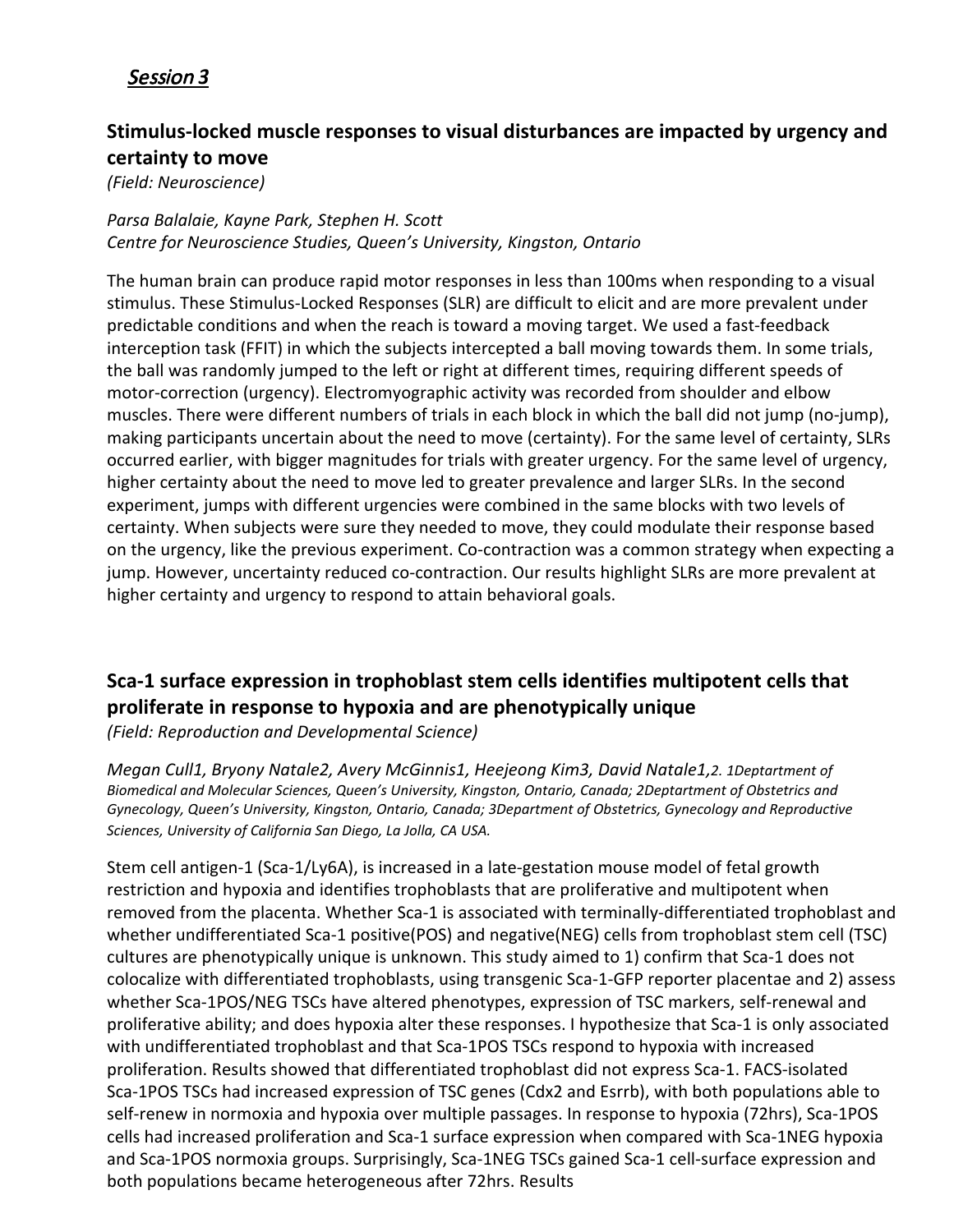## *Session 3*

### Stimulus-locked muscle responses to visual disturbances are impacted by urgency and certainty to move

*(Field: Neuroscience)*

*Parsa Balalaie, Kayne Park, Stephen H. Scott*
*Centre for Neuroscience Studies, Queen's University, Kingston, Ontario*

The human brain can produce rapid motor responses in less than 100ms when responding to a visual stimulus. These Stimulus-Locked Responses (SLR) are difficult to elicit and are more prevalent under predictable conditions and when the reach is toward a moving target. We used a fast-feedback interception task (FFIT) in which the subjects intercepted a ball moving towards them. In some trials, the ball was randomly jumped to the left or right at different times, requiring different speeds of motor-correction (urgency). Electromyographic activity was recorded from shoulder and elbow muscles. There were different numbers of trials in each block in which the ball did not jump (no-jump), making participants uncertain about the need to move (certainty). For the same level of certainty, SLRs occurred earlier, with bigger magnitudes for trials with greater urgency. For the same level of urgency, higher certainty about the need to move led to greater prevalence and larger SLRs. In the second experiment, jumps with different urgencies were combined in the same blocks with two levels of certainty. When subjects were sure they needed to move, they could modulate their response based on the urgency, like the previous experiment. Co-contraction was a common strategy when expecting a jump. However, uncertainty reduced co-contraction. Our results highlight SLRs are more prevalent at higher certainty and urgency to respond to attain behavioral goals.

### Sca-1 surface expression in trophoblast stem cells identifies multipotent cells that proliferate in response to hypoxia and are phenotypically unique

*(Field: Reproduction and Developmental Science)*

*Megan Cull1, Bryony Natale2, Avery McGinnis1, Heejeong Kim3, David Natale1,2. 1Deptartment of Biomedical and Molecular Sciences, Queen's University, Kingston, Ontario, Canada; 2Deptartment of Obstetrics and Gynecology, Queen's University, Kingston, Ontario, Canada; 3Department of Obstetrics, Gynecology and Reproductive Sciences, University of California San Diego, La Jolla, CA USA.*

Stem cell antigen-1 (Sca-1/Ly6A), is increased in a late-gestation mouse model of fetal growth restriction and hypoxia and identifies trophoblasts that are proliferative and multipotent when removed from the placenta. Whether Sca-1 is associated with terminally-differentiated trophoblast and whether undifferentiated Sca-1 positive(POS) and negative(NEG) cells from trophoblast stem cell (TSC) cultures are phenotypically unique is unknown. This study aimed to 1) confirm that Sca-1 does not colocalize with differentiated trophoblasts, using transgenic Sca-1-GFP reporter placentae and 2) assess whether Sca-1POS/NEG TSCs have altered phenotypes, expression of TSC markers, self-renewal and proliferative ability; and does hypoxia alter these responses. I hypothesize that Sca-1 is only associated with undifferentiated trophoblast and that Sca-1POS TSCs respond to hypoxia with increased proliferation. Results showed that differentiated trophoblast did not express Sca-1. FACS-isolated Sca-1POS TSCs had increased expression of TSC genes (Cdx2 and Esrrb), with both populations able to self-renew in normoxia and hypoxia over multiple passages. In response to hypoxia (72hrs), Sca-1POS cells had increased proliferation and Sca-1 surface expression when compared with Sca-1NEG hypoxia and Sca-1POS normoxia groups. Surprisingly, Sca-1NEG TSCs gained Sca-1 cell-surface expression and both populations became heterogeneous after 72hrs. Results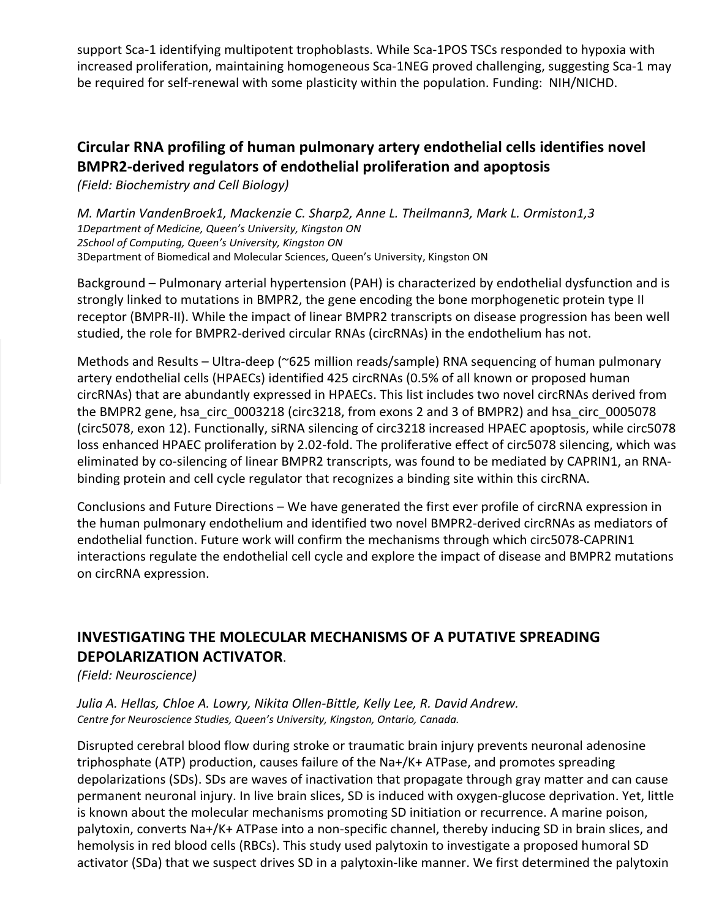support Sca-1 identifying multipotent trophoblasts. While Sca-1POS TSCs responded to hypoxia with increased proliferation, maintaining homogeneous Sca-1NEG proved challenging, suggesting Sca-1 may be required for self-renewal with some plasticity within the population. Funding: NIH/NICHD.

## Circular RNA profiling of human pulmonary artery endothelial cells identifies novel BMPR2-derived regulators of endothelial proliferation and apoptosis

*(Field: Biochemistry and Cell Biology)*

*M. Martin VandenBroek[1], Mackenzie C. Sharp[2], Anne L. Theilmann[3], Mark L. Ormiston[1,3]*

*[1]Department of Medicine, Queen's University, Kingston ON*
*[2]School of Computing, Queen's University, Kingston ON*
*[3]Department of Biomedical and Molecular Sciences, Queen's University, Kingston ON*

Background – Pulmonary arterial hypertension (PAH) is characterized by endothelial dysfunction and is strongly linked to mutations in BMPR2, the gene encoding the bone morphogenetic protein type II receptor (BMPR-II). While the impact of linear BMPR2 transcripts on disease progression has been well studied, the role for BMPR2-derived circular RNAs (circRNAs) in the endothelium has not.

Methods and Results – Ultra-deep (~625 million reads/sample) RNA sequencing of human pulmonary artery endothelial cells (HPAECs) identified 425 circRNAs (0.5% of all known or proposed human circRNAs) that are abundantly expressed in HPAECs. This list includes two novel circRNAs derived from the BMPR2 gene, hsa_circ_0003218 (circ3218, from exons 2 and 3 of BMPR2) and hsa_circ_0005078 (circ5078, exon 12). Functionally, siRNA silencing of circ3218 increased HPAEC apoptosis, while circ5078 loss enhanced HPAEC proliferation by 2.02-fold. The proliferative effect of circ5078 silencing, which was eliminated by co-silencing of linear BMPR2 transcripts, was found to be mediated by CAPRIN1, an RNA-binding protein and cell cycle regulator that recognizes a binding site within this circRNA.

Conclusions and Future Directions – We have generated the first ever profile of circRNA expression in the human pulmonary endothelium and identified two novel BMPR2-derived circRNAs as mediators of endothelial function. Future work will confirm the mechanisms through which circ5078-CAPRIN1 interactions regulate the endothelial cell cycle and explore the impact of disease and BMPR2 mutations on circRNA expression.

## INVESTIGATING THE MOLECULAR MECHANISMS OF A PUTATIVE SPREADING DEPOLARIZATION ACTIVATOR.

*(Field: Neuroscience)*

*Julia A. Hellas, Chloe A. Lowry, Nikita Ollen-Bittle, Kelly Lee, R. David Andrew.*

*Centre for Neuroscience Studies, Queen's University, Kingston, Ontario, Canada.*

Disrupted cerebral blood flow during stroke or traumatic brain injury prevents neuronal adenosine triphosphate (ATP) production, causes failure of the $Na^+/K^+$ ATPase, and promotes spreading depolarizations (SDs). SDs are waves of inactivation that propagate through gray matter and can cause permanent neuronal injury. In live brain slices, SD is induced with oxygen-glucose deprivation. Yet, little is known about the molecular mechanisms promoting SD initiation or recurrence. A marine poison, palytoxin, converts $Na^+/K^+$ ATPase into a non-specific channel, thereby inducing SD in brain slices, and hemolysis in red blood cells (RBCs). This study used palytoxin to investigate a proposed humoral SD activator (SDa) that we suspect drives SD in a palytoxin-like manner. We first determined the palytoxin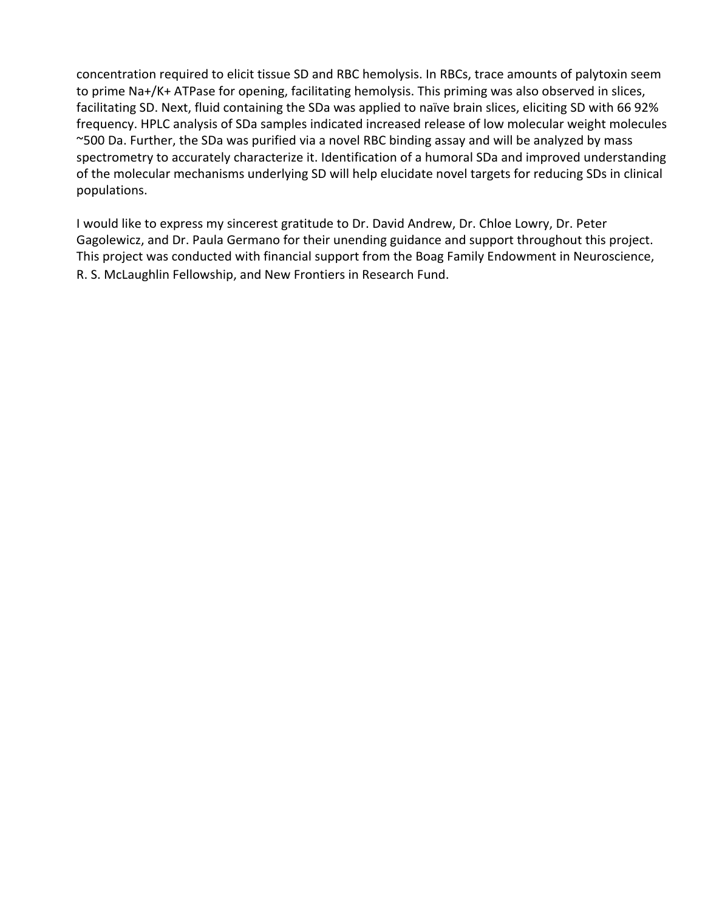concentration required to elicit tissue SD and RBC hemolysis. In RBCs, trace amounts of palytoxin seem to prime $Na^+/K^+$ ATPase for opening, facilitating hemolysis. This priming was also observed in slices, facilitating SD. Next, fluid containing the SDa was applied to naïve brain slices, eliciting SD with 66 92% frequency. HPLC analysis of SDa samples indicated increased release of low molecular weight molecules ~500 Da. Further, the SDa was purified via a novel RBC binding assay and will be analyzed by mass spectrometry to accurately characterize it. Identification of a humoral SDa and improved understanding of the molecular mechanisms underlying SD will help elucidate novel targets for reducing SDs in clinical populations.

I would like to express my sincerest gratitude to Dr. David Andrew, Dr. Chloe Lowry, Dr. Peter Gagolewicz, and Dr. Paula Germano for their unending guidance and support throughout this project. This project was conducted with financial support from the Boag Family Endowment in Neuroscience, R. S. McLaughlin Fellowship, and New Frontiers in Research Fund.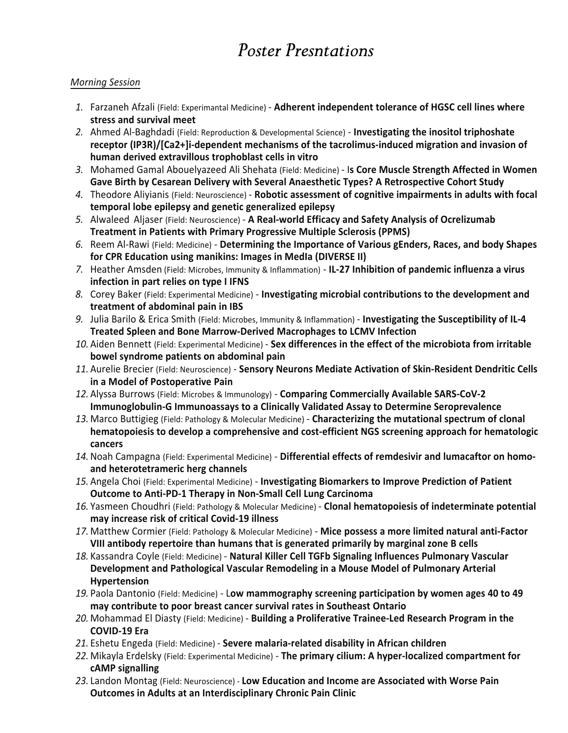# *Poster Presntations*

*Morning Session*

1. Farzaneh Afzali (Field: Experimantal Medicine) - **Adherent independent tolerance of HGSC cell lines where stress and survival meet**
2. Ahmed Al-Baghdadi (Field: Reproduction & Developmental Science) - **Investigating the inositol triphoshate receptor (IP3R)/[Ca2+]i-dependent mechanisms of the tacrolimus-induced migration and invasion of human derived extravillous trophoblast cells in vitro**
3. Mohamed Gamal Abouelyazeed Ali Shehata (Field: Medicine) - I**s Core Muscle Strength Affected in Women Gave Birth by Cesarean Delivery with Several Anaesthetic Types? A Retrospective Cohort Study**
4. Theodore Aliyianis (Field: Neuroscience) - **Robotic assessment of cognitive impairments in adults with focal temporal lobe epilepsy and genetic generalized epilepsy**
5. Alwaleed Aljaser (Field: Neuroscience) - **A Real-world Efficacy and Safety Analysis of Ocrelizumab Treatment in Patients with Primary Progressive Multiple Sclerosis (PPMS)**
6. Reem Al-Rawi (Field: Medicine) - **Determining the Importance of Various gEnders, Races, and body Shapes for CPR Education using manikins: Images in MedIa (DIVERSE II)**
7. Heather Amsden (Field: Microbes, Immunity & Inflammation) - **IL-27 Inhibition of pandemic influenza a virus infection in part relies on type I IFNS**
8. Corey Baker (Field: Experimental Medicine) - **Investigating microbial contributions to the development and treatment of abdominal pain in IBS**
9. Julia Barilo & Erica Smith (Field: Microbes, Immunity & Inflammation) - **Investigating the Susceptibility of IL-4 Treated Spleen and Bone Marrow-Derived Macrophages to LCMV Infection**
10. Aiden Bennett (Field: Experimental Medicine) - **Sex differences in the effect of the microbiota from irritable bowel syndrome patients on abdominal pain**
11. Aurelie Brecier (Field: Neuroscience) - **Sensory Neurons Mediate Activation of Skin-Resident Dendritic Cells in a Model of Postoperative Pain**
12. Alyssa Burrows (Field: Microbes & Immunology) - **Comparing Commercially Available SARS-CoV-2 Immunoglobulin-G Immunoassays to a Clinically Validated Assay to Determine Seroprevalence**
13. Marco Buttigieg (Field: Pathology & Molecular Medicine) - **Characterizing the mutational spectrum of clonal hematopoiesis to develop a comprehensive and cost-efficient NGS screening approach for hematologic cancers**
14. Noah Campagna (Field: Experimental Medicine) - **Differential effects of remdesivir and lumacaftor on homo- and heterotetrameric herg channels**
15. Angela Choi (Field: Experimental Medicine) - **Investigating Biomarkers to Improve Prediction of Patient Outcome to Anti-PD-1 Therapy in Non-Small Cell Lung Carcinoma**
16. Yasmeen Choudhri (Field: Pathology & Molecular Medicine) - **Clonal hematopoiesis of indeterminate potential may increase risk of critical Covid-19 illness**
17. Matthew Cormier (Field: Pathology & Molecular Medicine) - **Mice possess a more limited natural anti-Factor VIII antibody repertoire than humans that is generated primarily by marginal zone B cells**
18. Kassandra Coyle (Field: Medicine) - **Natural Killer Cell TGFb Signaling Influences Pulmonary Vascular Development and Pathological Vascular Remodeling in a Mouse Model of Pulmonary Arterial Hypertension**
19. Paola Dantonio (Field: Medicine) - L**ow mammography screening participation by women ages 40 to 49 may contribute to poor breast cancer survival rates in Southeast Ontario**
20. Mohammad El Diasty (Field: Medicine) - **Building a Proliferative Trainee-Led Research Program in the COVID-19 Era**
21. Eshetu Engeda (Field: Medicine) - **Severe malaria-related disability in African children**
22. Mikayla Erdelsky (Field: Experimental Medicine) - **The primary cilium: A hyper-localized compartment for cAMP signalling**
23. Landon Montag (Field: Neuroscience) - **Low Education and Income are Associated with Worse Pain Outcomes in Adults at an Interdisciplinary Chronic Pain Clinic**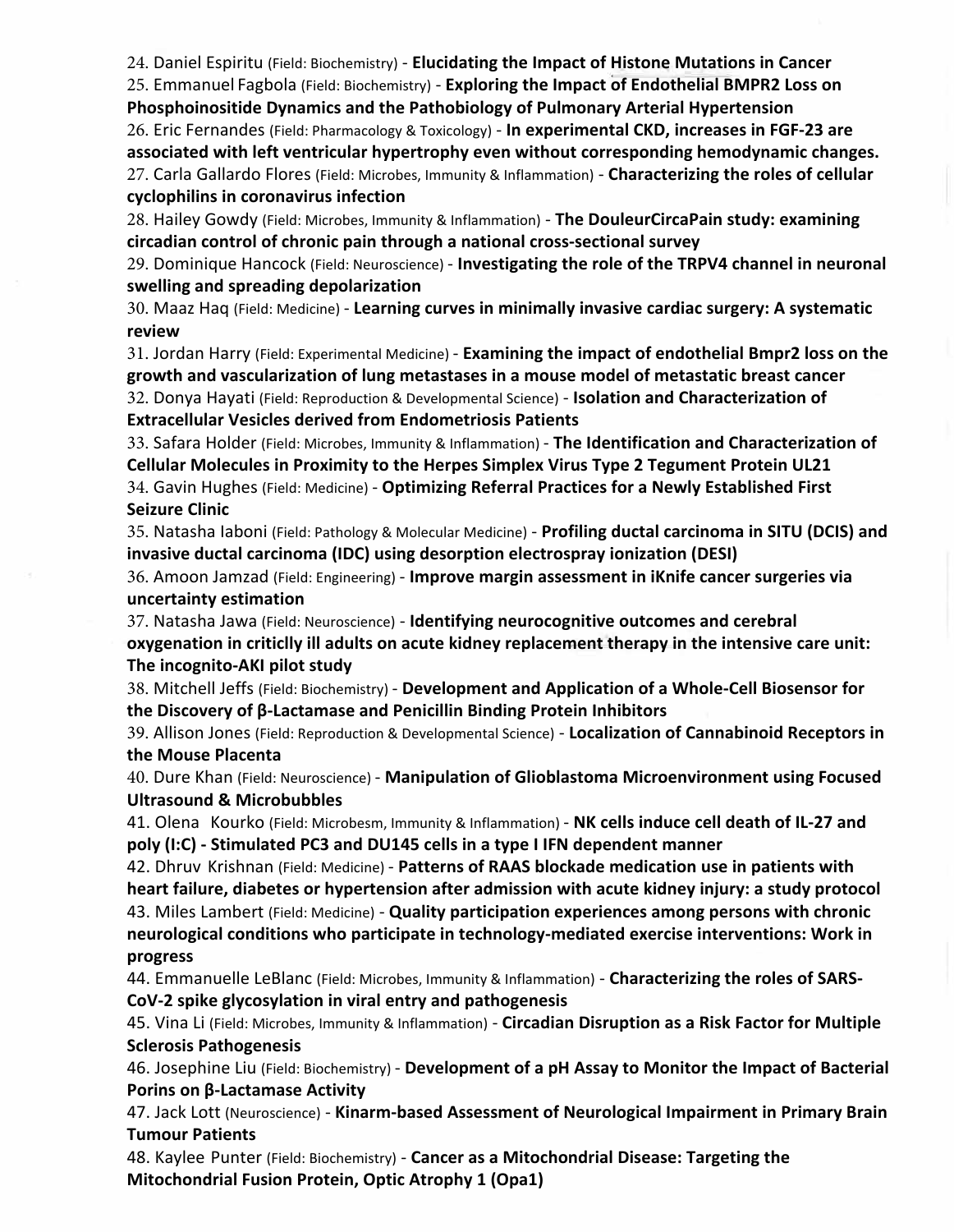24. Daniel Espiritu (Field: Biochemistry) - **Elucidating the Impact of Histone Mutations in Cancer**
25. Emmanuel Fagbola (Field: Biochemistry) - **Exploring the Impact of Endothelial BMPR2 Loss on Phosphoinositide Dynamics and the Pathobiology of Pulmonary Arterial Hypertension**
26. Eric Fernandes (Field: Pharmacology & Toxicology) - **In experimental CKD, increases in FGF-23 are associated with left ventricular hypertrophy even without corresponding hemodynamic changes.**
27. Carla Gallardo Flores (Field: Microbes, Immunity & Inflammation) - **Characterizing the roles of cellular cyclophilins in coronavirus infection**
28. Hailey Gowdy (Field: Microbes, Immunity & Inflammation) - **The DouleurCircaPain study: examining circadian control of chronic pain through a national cross-sectional survey**
29. Dominique Hancock (Field: Neuroscience) - **Investigating the role of the TRPV4 channel in neuronal swelling and spreading depolarization**
30. Maaz Haq (Field: Medicine) - **Learning curves in minimally invasive cardiac surgery: A systematic review**
31. Jordan Harry (Field: Experimental Medicine) - **Examining the impact of endothelial Bmpr2 loss on the growth and vascularization of lung metastases in a mouse model of metastatic breast cancer**
32. Donya Hayati (Field: Reproduction & Developmental Science) - **Isolation and Characterization of Extracellular Vesicles derived from Endometriosis Patients**
33. Safara Holder (Field: Microbes, Immunity & Inflammation) - **The Identification and Characterization of Cellular Molecules in Proximity to the Herpes Simplex Virus Type 2 Tegument Protein UL21**
34. Gavin Hughes (Field: Medicine) - **Optimizing Referral Practices for a Newly Established First Seizure Clinic**
35. Natasha Iaboni (Field: Pathology & Molecular Medicine) - **Profiling ductal carcinoma in SITU (DCIS) and invasive ductal carcinoma (IDC) using desorption electrospray ionization (DESI)**
36. Amoon Jamzad (Field: Engineering) - **Improve margin assessment in iKnife cancer surgeries via uncertainty estimation**
37. Natasha Jawa (Field: Neuroscience) - **Identifying neurocognitive outcomes and cerebral oxygenation in criticlly ill adults on acute kidney replacement therapy in the intensive care unit: The incognito-AKI pilot study**
38. Mitchell Jeffs (Field: Biochemistry) - **Development and Application of a Whole-Cell Biosensor for the Discovery of β-Lactamase and Penicillin Binding Protein Inhibitors**
39. Allison Jones (Field: Reproduction & Developmental Science) - **Localization of Cannabinoid Receptors in the Mouse Placenta**
40. Dure Khan (Field: Neuroscience) - **Manipulation of Glioblastoma Microenvironment using Focused Ultrasound & Microbubbles**
41. Olena Kourko (Field: Microbesm, Immunity & Inflammation) - **NK cells induce cell death of IL-27 and poly (I:C) - Stimulated PC3 and DU145 cells in a type I IFN dependent manner**
42. Dhruv Krishnan (Field: Medicine) - **Patterns of RAAS blockade medication use in patients with heart failure, diabetes or hypertension after admission with acute kidney injury: a study protocol**
43. Miles Lambert (Field: Medicine) - **Quality participation experiences among persons with chronic neurological conditions who participate in technology-mediated exercise interventions: Work in progress**
44. Emmanuelle LeBlanc (Field: Microbes, Immunity & Inflammation) - **Characterizing the roles of SARS-CoV-2 spike glycosylation in viral entry and pathogenesis**
45. Vina Li (Field: Microbes, Immunity & Inflammation) - **Circadian Disruption as a Risk Factor for Multiple Sclerosis Pathogenesis**
46. Josephine Liu (Field: Biochemistry) - **Development of a pH Assay to Monitor the Impact of Bacterial Porins on β-Lactamase Activity**
47. Jack Lott (Neuroscience) - **Kinarm-based Assessment of Neurological Impairment in Primary Brain Tumour Patients**
48. Kaylee Punter (Field: Biochemistry) - **Cancer as a Mitochondrial Disease: Targeting the Mitochondrial Fusion Protein, Optic Atrophy 1 (Opa1)**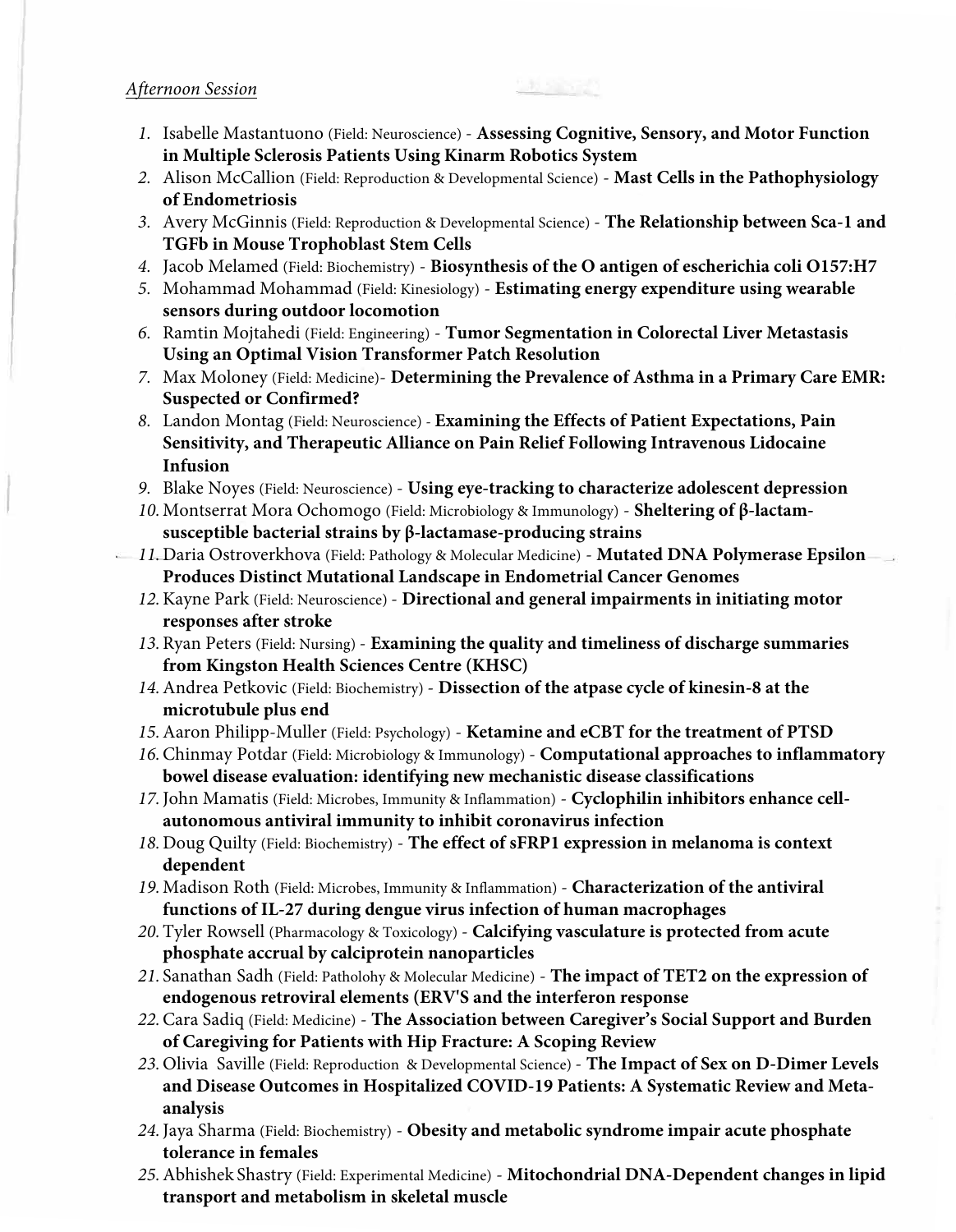*Afternoon Session*

1. Isabelle Mastantuono (Field: Neuroscience) - **Assessing Cognitive, Sensory, and Motor Function in Multiple Sclerosis Patients Using Kinarm Robotics System**
2. Alison McCallion (Field: Reproduction & Developmental Science) - **Mast Cells in the Pathophysiology of Endometriosis**
3. Avery McGinnis (Field: Reproduction & Developmental Science) - **The Relationship between Sca-1 and TGFb in Mouse Trophoblast Stem Cells**
4. Jacob Melamed (Field: Biochemistry) - **Biosynthesis of the O antigen of escherichia coli O157:H7**
5. Mohammad Mohammad (Field: Kinesiology) - **Estimating energy expenditure using wearable sensors during outdoor locomotion**
6. Ramtin Mojtahedi (Field: Engineering) - **Tumor Segmentation in Colorectal Liver Metastasis Using an Optimal Vision Transformer Patch Resolution**
7. Max Moloney (Field: Medicine)- **Determining the Prevalence of Asthma in a Primary Care EMR: Suspected or Confirmed?**
8. Landon Montag (Field: Neuroscience) - **Examining the Effects of Patient Expectations, Pain Sensitivity, and Therapeutic Alliance on Pain Relief Following Intravenous Lidocaine Infusion**
9. Blake Noyes (Field: Neuroscience) - **Using eye-tracking to characterize adolescent depression**
10. Montserrat Mora Ochomogo (Field: Microbiology & Immunology) - **Sheltering of β-lactam-susceptible bacterial strains by β-lactamase-producing strains**
11. Daria Ostroverkhova (Field: Pathology & Molecular Medicine) - **Mutated DNA Polymerase Epsilon Produces Distinct Mutational Landscape in Endometrial Cancer Genomes**
12. Kayne Park (Field: Neuroscience) - **Directional and general impairments in initiating motor responses after stroke**
13. Ryan Peters (Field: Nursing) - **Examining the quality and timeliness of discharge summaries from Kingston Health Sciences Centre (KHSC)**
14. Andrea Petkovic (Field: Biochemistry) - **Dissection of the atpase cycle of kinesin-8 at the microtubule plus end**
15. Aaron Philipp-Muller (Field: Psychology) - **Ketamine and eCBT for the treatment of PTSD**
16. Chinmay Potdar (Field: Microbiology & Immunology) - **Computational approaches to inflammatory bowel disease evaluation: identifying new mechanistic disease classifications**
17. John Mamatis (Field: Microbes, Immunity & Inflammation) - **Cyclophilin inhibitors enhance cell-autonomous antiviral immunity to inhibit coronavirus infection**
18. Doug Quilty (Field: Biochemistry) - **The effect of sFRP1 expression in melanoma is context dependent**
19. Madison Roth (Field: Microbes, Immunity & Inflammation) - **Characterization of the antiviral functions of IL-27 during dengue virus infection of human macrophages**
20. Tyler Rowsell (Pharmacology & Toxicology) - **Calcifying vasculature is protected from acute phosphate accrual by calciprotein nanoparticles**
21. Sanathan Sadh (Field: Patholohy & Molecular Medicine) - **The impact of TET2 on the expression of endogenous retroviral elements (ERV'S and the interferon response**
22. Cara Sadiq (Field: Medicine) - **The Association between Caregiver's Social Support and Burden of Caregiving for Patients with Hip Fracture: A Scoping Review**
23. Olivia Saville (Field: Reproduction & Developmental Science) - **The Impact of Sex on D-Dimer Levels and Disease Outcomes in Hospitalized COVID-19 Patients: A Systematic Review and Meta-analysis**
24. Jaya Sharma (Field: Biochemistry) - **Obesity and metabolic syndrome impair acute phosphate tolerance in females**
25. Abhishek Shastry (Field: Experimental Medicine) - **Mitochondrial DNA-Dependent changes in lipid transport and metabolism in skeletal muscle**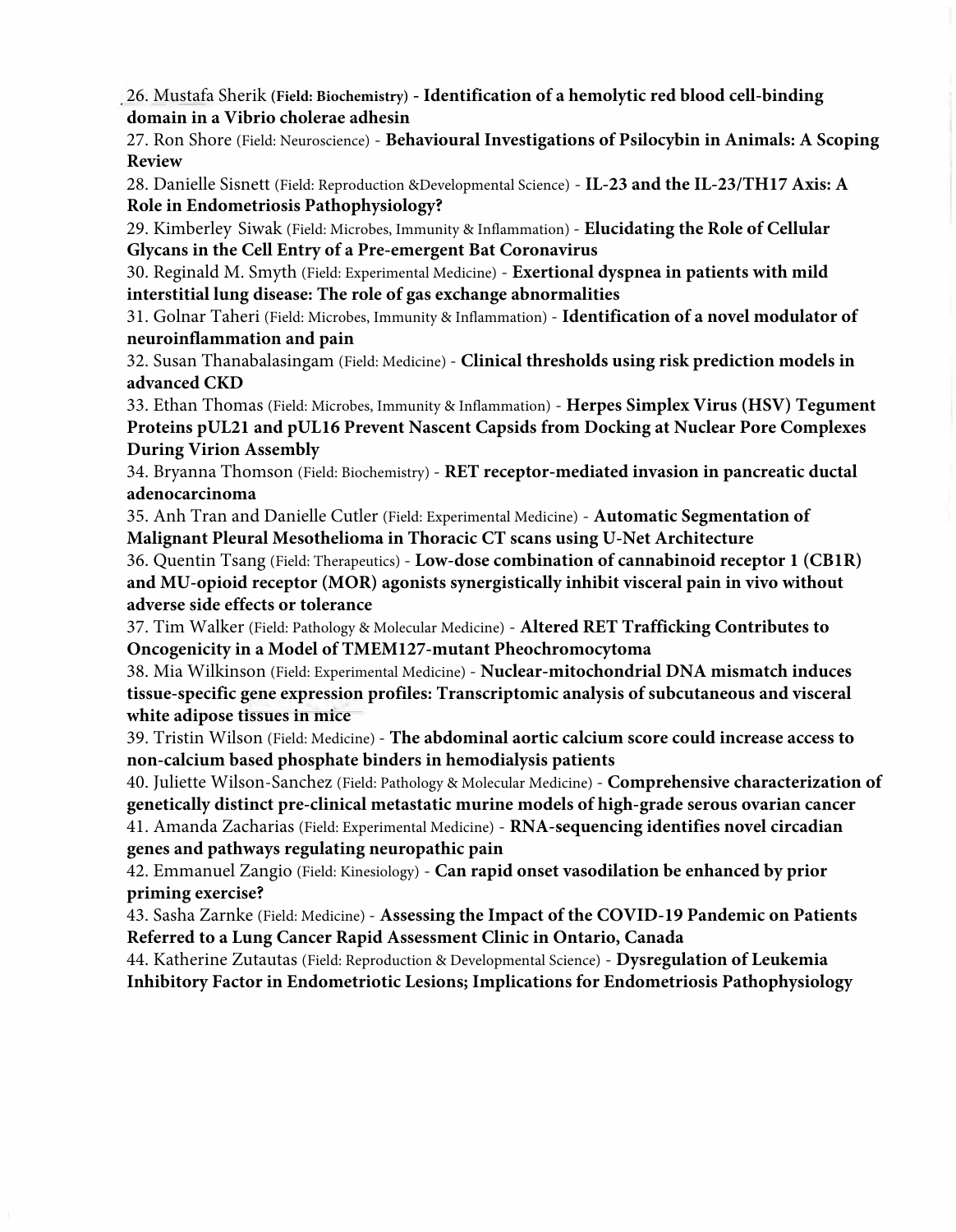26. Mustafa Sherik **(Field: Biochemistry)** - **Identification of a hemolytic red blood cell-binding domain in a Vibrio cholerae adhesin**

27. Ron Shore (Field: Neuroscience) - **Behavioural Investigations of Psilocybin in Animals: A Scoping Review**

28. Danielle Sisnett (Field: Reproduction &Developmental Science) - **IL-23 and the IL-23/TH17 Axis: A Role in Endometriosis Pathophysiology?**

29. Kimberley Siwak (Field: Microbes, Immunity & Inflammation) - **Elucidating the Role of Cellular Glycans in the Cell Entry of a Pre-emergent Bat Coronavirus**

30. Reginald M. Smyth (Field: Experimental Medicine) - **Exertional dyspnea in patients with mild interstitial lung disease: The role of gas exchange abnormalities**

31. Golnar Taheri (Field: Microbes, Immunity & Inflammation) - **Identification of a novel modulator of neuroinflammation and pain**

32. Susan Thanabalasingam (Field: Medicine) - **Clinical thresholds using risk prediction models in advanced CKD**

33. Ethan Thomas (Field: Microbes, Immunity & Inflammation) - **Herpes Simplex Virus (HSV) Tegument Proteins pUL21 and pUL16 Prevent Nascent Capsids from Docking at Nuclear Pore Complexes During Virion Assembly**

34. Bryanna Thomson (Field: Biochemistry) - **RET receptor-mediated invasion in pancreatic ductal adenocarcinoma**

35. Anh Tran and Danielle Cutler (Field: Experimental Medicine) - **Automatic Segmentation of Malignant Pleural Mesothelioma in Thoracic CT scans using U-Net Architecture**

36. Quentin Tsang (Field: Therapeutics) - **Low-dose combination of cannabinoid receptor 1 (CB1R) and MU-opioid receptor (MOR) agonists synergistically inhibit visceral pain in vivo without adverse side effects or tolerance**

37. Tim Walker (Field: Pathology & Molecular Medicine) - **Altered RET Trafficking Contributes to Oncogenicity in a Model of TMEM127-mutant Pheochromocytoma**

38. Mia Wilkinson (Field: Experimental Medicine) - **Nuclear-mitochondrial DNA mismatch induces tissue-specific gene expression profiles: Transcriptomic analysis of subcutaneous and visceral white adipose tissues in mice**

39. Tristin Wilson (Field: Medicine) - **The abdominal aortic calcium score could increase access to non-calcium based phosphate binders in hemodialysis patients**

40. Juliette Wilson-Sanchez (Field: Pathology & Molecular Medicine) - **Comprehensive characterization of genetically distinct pre-clinical metastatic murine models of high-grade serous ovarian cancer**

41. Amanda Zacharias (Field: Experimental Medicine) - **RNA-sequencing identifies novel circadian genes and pathways regulating neuropathic pain**

42. Emmanuel Zangio (Field: Kinesiology) - **Can rapid onset vasodilation be enhanced by prior priming exercise?**

43. Sasha Zarnke (Field: Medicine) - **Assessing the Impact of the COVID-19 Pandemic on Patients Referred to a Lung Cancer Rapid Assessment Clinic in Ontario, Canada**

44. Katherine Zutautas (Field: Reproduction & Developmental Science) - **Dysregulation of Leukemia Inhibitory Factor in Endometriotic Lesions; Implications for Endometriosis Pathophysiology**